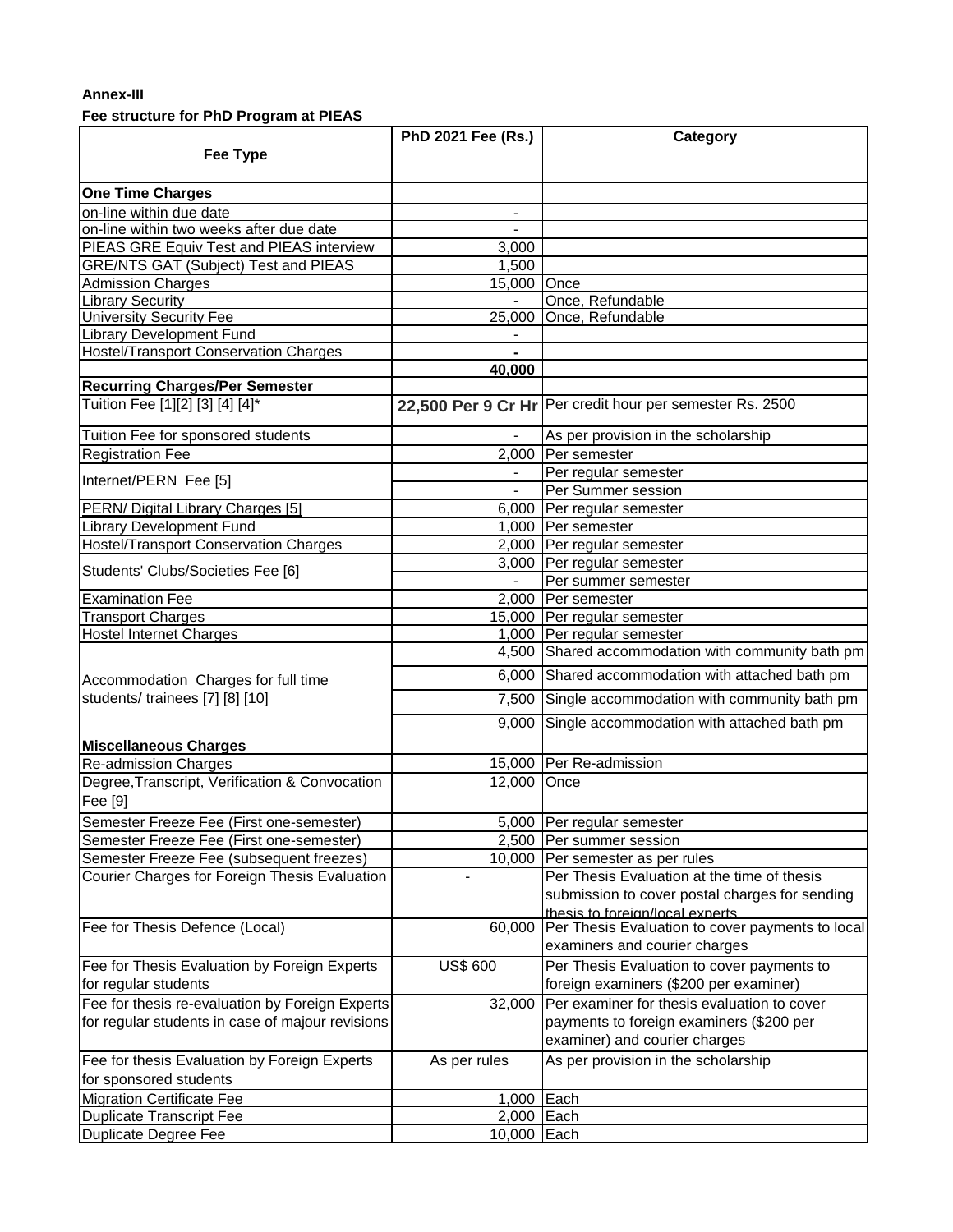**Annex-III**

**Fee structure for PhD Program at PIEAS**

| Fee Type | PhD 2021 Fee (Rs.) | Category |
|---|---|---|
| **One Time Charges** | | |
| on-line within due date | - | |
| on-line within two weeks after due date | - | |
| PIEAS GRE Equiv Test and PIEAS interview | 3,000 | |
| GRE/NTS GAT (Subject) Test and PIEAS | 1,500 | |
| Admission Charges | 15,000 | Once |
| Library Security | - | Once, Refundable |
| University Security Fee | 25,000 | Once, Refundable |
| Library Development Fund | - | |
| Hostel/Transport Conservation Charges | **-** | |
| | **40,000** | |
| **Recurring Charges/Per Semester** | | |
| Tuition Fee [1][2] [3] [4] [4]* | **22,500 Per 9 Cr Hr** | Per credit hour per semester Rs. 2500 |
| Tuition Fee for sponsored students | - | As per provision in the scholarship |
| Registration Fee | 2,000 | Per semester |
| Internet/PERN Fee [5] | - | Per regular semester |
| | - | Per Summer session |
| PERN/ Digital Library Charges [5] | 6,000 | Per regular semester |
| Library Development Fund | 1,000 | Per semester |
| Hostel/Transport Conservation Charges | 2,000 | Per regular semester |
| Students' Clubs/Societies Fee [6] | 3,000 | Per regular semester |
| | - | Per summer semester |
| Examination Fee | 2,000 | Per semester |
| Transport Charges | 15,000 | Per regular semester |
| Hostel Internet Charges | 1,000 | Per regular semester |
| Accommodation Charges for full time students/ trainees [7] [8] [10] | 4,500 | Shared accommodation with community bath pm |
| | 6,000 | Shared accommodation with attached bath pm |
| | 7,500 | Single accommodation with community bath pm |
| | 9,000 | Single accommodation with attached bath pm |
| **Miscellaneous Charges** | | |
| Re-admission Charges | 15,000 | Per Re-admission |
| Degree,Transcript, Verification & Convocation Fee [9] | 12,000 | Once |
| Semester Freeze Fee (First one-semester) | 5,000 | Per regular semester |
| Semester Freeze Fee (First one-semester) | 2,500 | Per summer session |
| Semester Freeze Fee (subsequent freezes) | 10,000 | Per semester as per rules |
| Courier Charges for Foreign Thesis Evaluation | - | Per Thesis Evaluation at the time of thesis submission to cover postal charges for sending thesis to foreign/local experts |
| Fee for Thesis Defence (Local) | 60,000 | Per Thesis Evaluation to cover payments to local examiners and courier charges |
| Fee for Thesis Evaluation by Foreign Experts for regular students | US$ 600 | Per Thesis Evaluation to cover payments to foreign examiners ($200 per examiner) |
| Fee for thesis re-evaluation by Foreign Experts for regular students in case of majour revisions | 32,000 | Per examiner for thesis evaluation to cover payments to foreign examiners ($200 per examiner) and courier charges |
| Fee for thesis Evaluation by Foreign Experts for sponsored students | As per rules | As per provision in the scholarship |
| Migration Certificate Fee | 1,000 | Each |
| Duplicate Transcript Fee | 2,000 | Each |
| Duplicate Degree Fee | 10,000 | Each |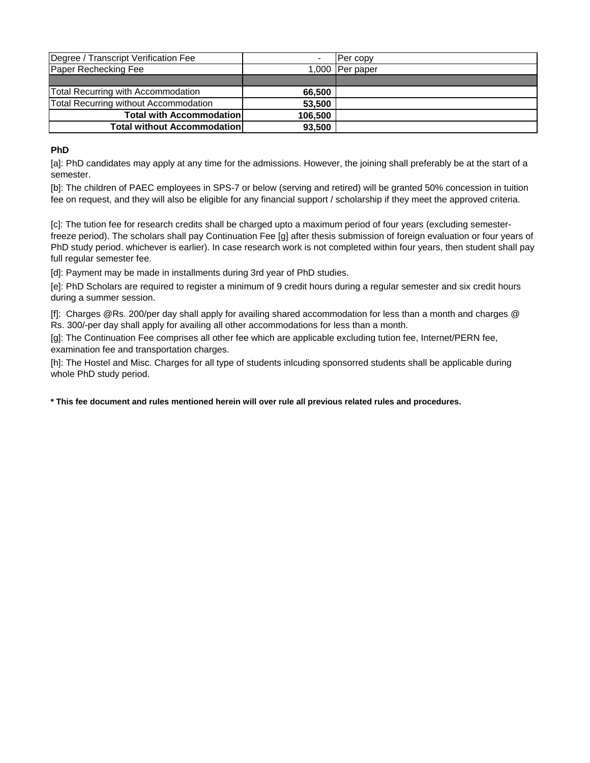| | | |
|---|---|---|
| Degree / Transcript Verification Fee | - | Per copy |
| Paper Rechecking Fee | 1,000 | Per paper |
| | | |
| Total Recurring with Accommodation | **66,500** | |
| Total Recurring without Accommodation | **53,500** | |
| **Total with Accommodation** | **106,500** | |
| **Total without Accommodation** | **93,500** | |

**PhD**

[a]: PhD candidates may apply at any time for the admissions. However, the joining shall preferably be at the start of a semester.

[b]: The children of PAEC employees in SPS-7 or below (serving and retired) will be granted 50% concession in tuition fee on request, and they will also be eligible for any financial support / scholarship if they meet the approved criteria.

[c]: The tution fee for research credits shall be charged upto a maximum period of four years (excluding semester-freeze period). The scholars shall pay Continuation Fee [g] after thesis submission of foreign evaluation or four years of PhD study period. whichever is earlier). In case research work is not completed within four years, then student shall pay full regular semester fee.

[d]: Payment may be made in installments during 3rd year of PhD studies.

[e]: PhD Scholars are required to register a minimum of 9 credit hours during a regular semester and six credit hours during a summer session.

[f]: Charges @Rs. 200/per day shall apply for availing shared accommodation for less than a month and charges @ Rs. 300/-per day shall apply for availing all other accommodations for less than a month.

[g]: The Continuation Fee comprises all other fee which are applicable excluding tution fee, Internet/PERN fee, examination fee and transportation charges.

[h]: The Hostel and Misc. Charges for all type of students inlcuding sponsorred students shall be applicable during whole PhD study period.

**\* This fee document and rules mentioned herein will over rule all previous related rules and procedures.**